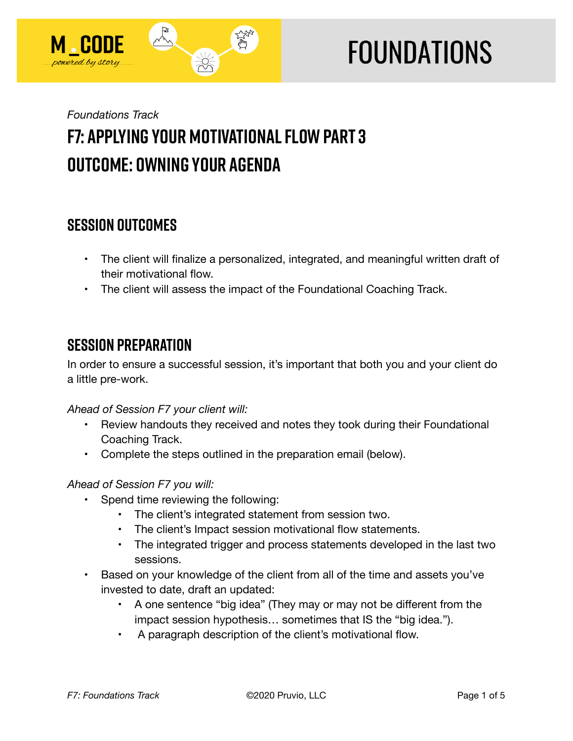M_CODE *powered by story*

# FOUNDATIONS

*Foundations Track*

# F7: APPLYING YOUR MOTIVATIONAL FLOW PART 3
# OUTCOME: OWNING YOUR AGENDA

## SESSION OUTCOMES

- The client will finalize a personalized, integrated, and meaningful written draft of their motivational flow.
- The client will assess the impact of the Foundational Coaching Track.

## SESSION PREPARATION

In order to ensure a successful session, it's important that both you and your client do a little pre-work.

*Ahead of Session F7 your client will:*

- Review handouts they received and notes they took during their Foundational Coaching Track.
- Complete the steps outlined in the preparation email (below).

*Ahead of Session F7 you will:*

- Spend time reviewing the following:
  - The client's integrated statement from session two.
  - The client's Impact session motivational flow statements.
  - The integrated trigger and process statements developed in the last two sessions.
- Based on your knowledge of the client from all of the time and assets you've invested to date, draft an updated:
  - A one sentence "big idea" (They may or may not be different from the impact session hypothesis… sometimes that IS the "big idea.").
  - A paragraph description of the client's motivational flow.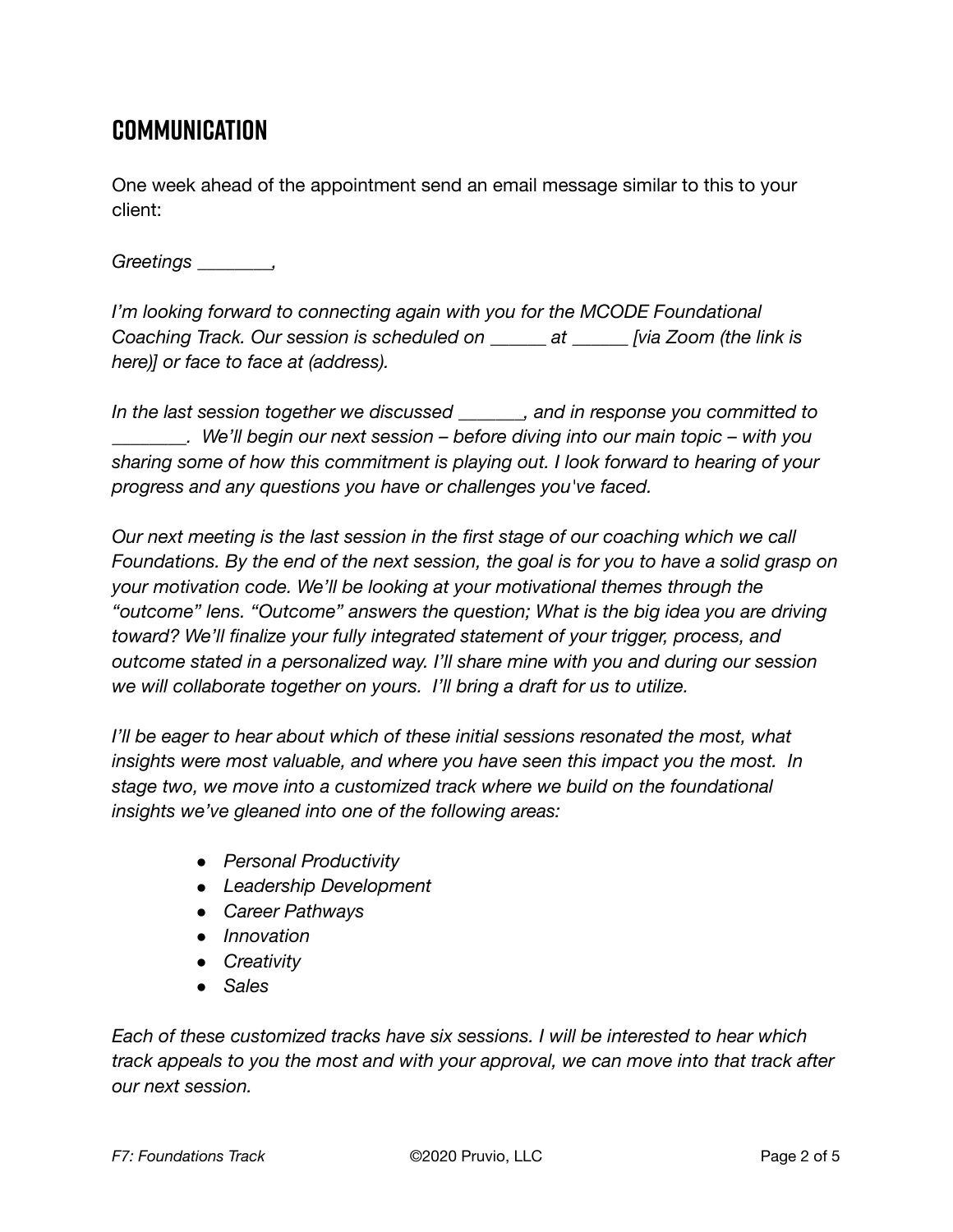## COMMUNICATION

One week ahead of the appointment send an email message similar to this to your client:

*Greetings ________,*

*I'm looking forward to connecting again with you for the MCODE Foundational Coaching Track. Our session is scheduled on ______ at ______ [via Zoom (the link is here)] or face to face at (address).*

*In the last session together we discussed _______, and in response you committed to ________. We'll begin our next session – before diving into our main topic – with you sharing some of how this commitment is playing out. I look forward to hearing of your progress and any questions you have or challenges you've faced.*

*Our next meeting is the last session in the first stage of our coaching which we call Foundations. By the end of the next session, the goal is for you to have a solid grasp on your motivation code. We'll be looking at your motivational themes through the "outcome" lens. "Outcome" answers the question; What is the big idea you are driving toward? We'll finalize your fully integrated statement of your trigger, process, and outcome stated in a personalized way. I'll share mine with you and during our session we will collaborate together on yours. I'll bring a draft for us to utilize.*

*I'll be eager to hear about which of these initial sessions resonated the most, what insights were most valuable, and where you have seen this impact you the most. In stage two, we move into a customized track where we build on the foundational insights we've gleaned into one of the following areas:*

- *Personal Productivity*
- *Leadership Development*
- *Career Pathways*
- *Innovation*
- *Creativity*
- *Sales*

*Each of these customized tracks have six sessions. I will be interested to hear which track appeals to you the most and with your approval, we can move into that track after our next session.*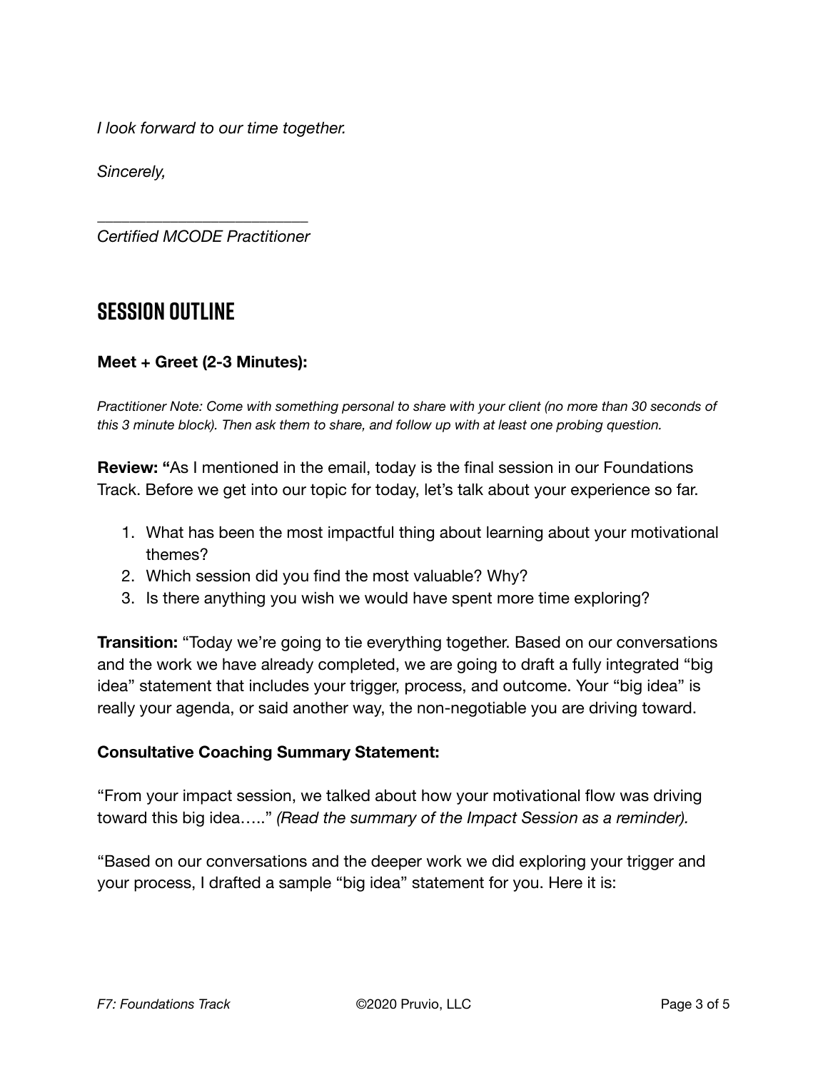*I look forward to our time together.*

*Sincerely,*

\_\_\_\_\_\_\_\_\_\_\_\_\_\_\_\_\_\_\_\_\_\_\_\_\_\_\_
*Certified MCODE Practitioner*

## SESSION OUTLINE

**Meet + Greet (2-3 Minutes):**

*Practitioner Note: Come with something personal to share with your client (no more than 30 seconds of this 3 minute block). Then ask them to share, and follow up with at least one probing question.*

**Review: "**As I mentioned in the email, today is the final session in our Foundations Track. Before we get into our topic for today, let's talk about your experience so far.

1. What has been the most impactful thing about learning about your motivational themes?
2. Which session did you find the most valuable? Why?
3. Is there anything you wish we would have spent more time exploring?

**Transition:** "Today we're going to tie everything together. Based on our conversations and the work we have already completed, we are going to draft a fully integrated "big idea" statement that includes your trigger, process, and outcome. Your "big idea" is really your agenda, or said another way, the non-negotiable you are driving toward.

**Consultative Coaching Summary Statement:**

"From your impact session, we talked about how your motivational flow was driving toward this big idea….." *(Read the summary of the Impact Session as a reminder).*

"Based on our conversations and the deeper work we did exploring your trigger and your process, I drafted a sample "big idea" statement for you. Here it is: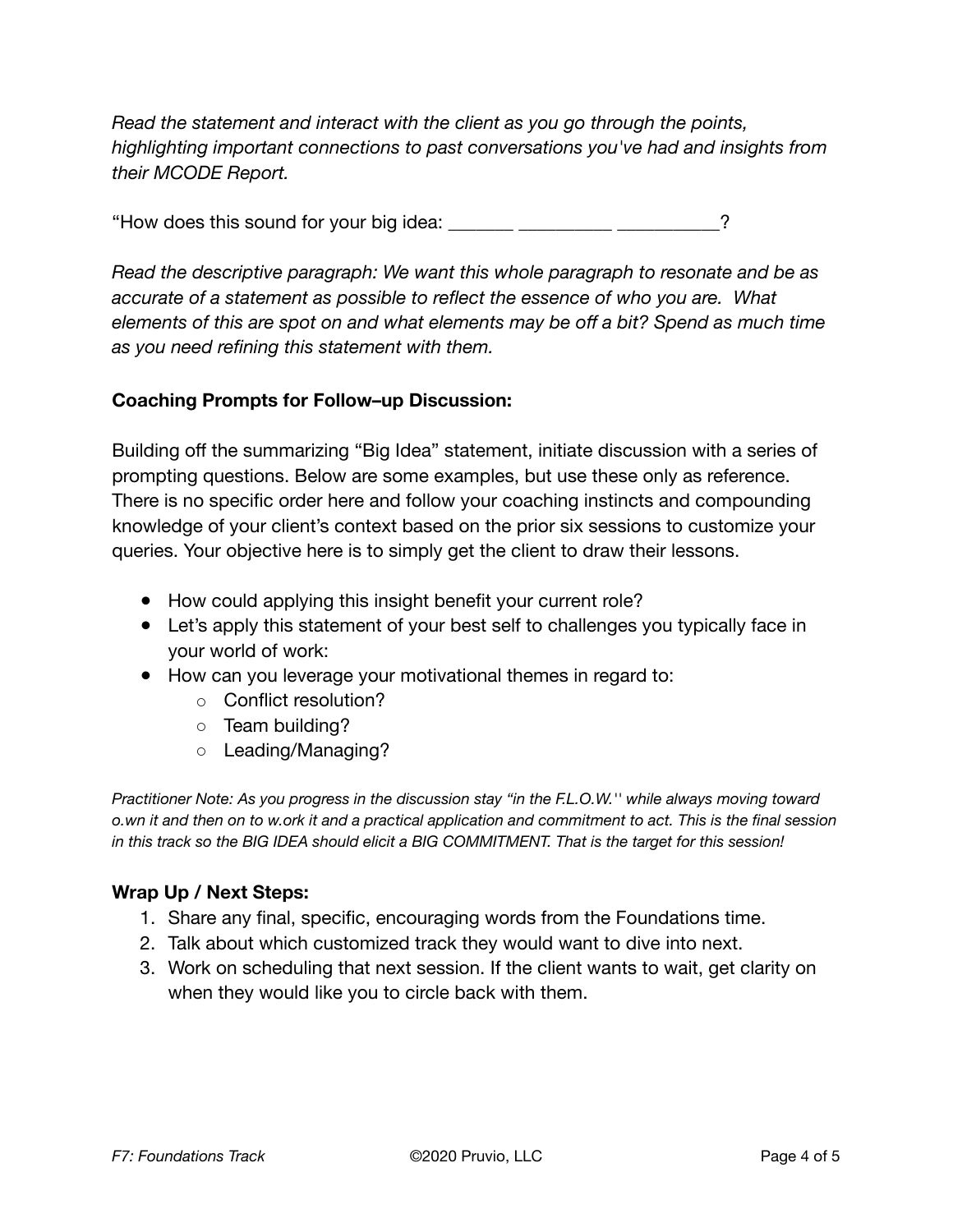*Read the statement and interact with the client as you go through the points, highlighting important connections to past conversations you've had and insights from their MCODE Report.*

"How does this sound for your big idea: _______ _________ __________?

*Read the descriptive paragraph: We want this whole paragraph to resonate and be as accurate of a statement as possible to reflect the essence of who you are. What elements of this are spot on and what elements may be off a bit? Spend as much time as you need refining this statement with them.*

**Coaching Prompts for Follow–up Discussion:**

Building off the summarizing "Big Idea" statement, initiate discussion with a series of prompting questions. Below are some examples, but use these only as reference. There is no specific order here and follow your coaching instincts and compounding knowledge of your client's context based on the prior six sessions to customize your queries. Your objective here is to simply get the client to draw their lessons.

- How could applying this insight benefit your current role?
- Let's apply this statement of your best self to challenges you typically face in your world of work:
- How can you leverage your motivational themes in regard to:
    - Conflict resolution?
    - Team building?
    - Leading/Managing?

*Practitioner Note: As you progress in the discussion stay "in the F.L.O.W.'' while always moving toward o.wn it and then on to w.ork it and a practical application and commitment to act. This is the final session in this track so the BIG IDEA should elicit a BIG COMMITMENT. That is the target for this session!*

**Wrap Up / Next Steps:**

1. Share any final, specific, encouraging words from the Foundations time.
2. Talk about which customized track they would want to dive into next.
3. Work on scheduling that next session. If the client wants to wait, get clarity on when they would like you to circle back with them.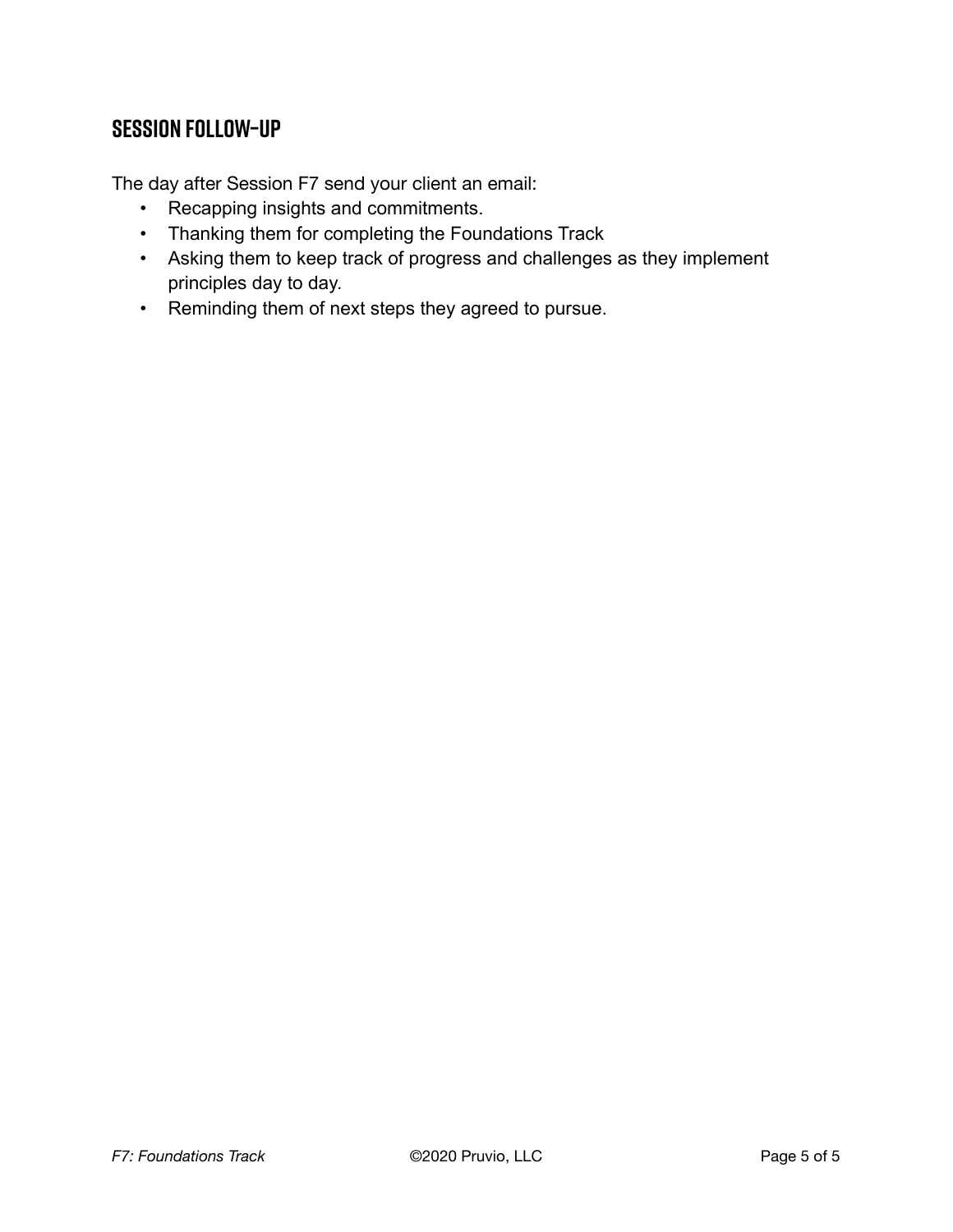## Session Follow-Up

The day after Session F7 send your client an email:

- Recapping insights and commitments.
- Thanking them for completing the Foundations Track
- Asking them to keep track of progress and challenges as they implement principles day to day.
- Reminding them of next steps they agreed to pursue.